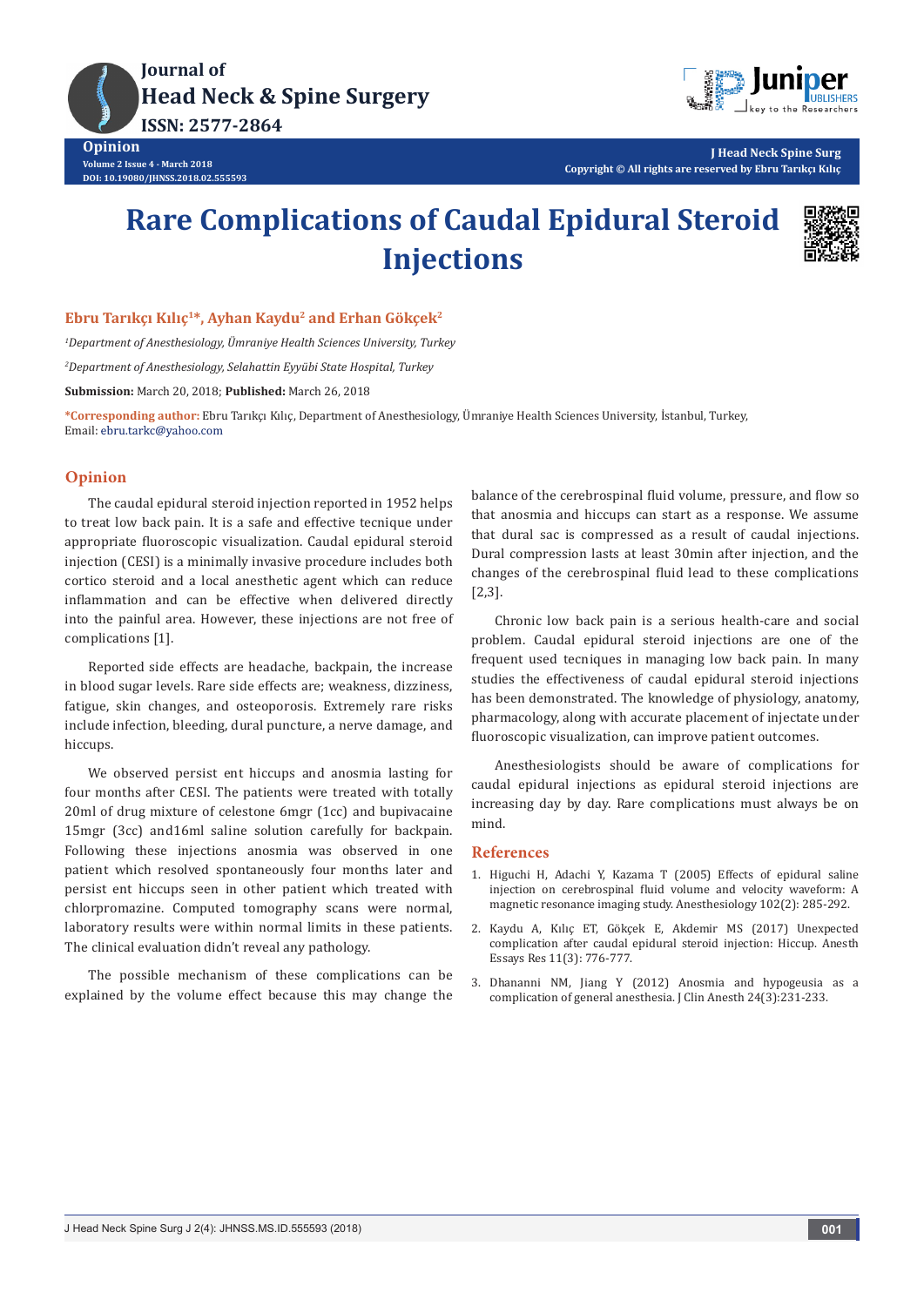Opinion

Volume 2 Issue 4 - March 2018

DOI: 10.19080/JHNSS.2018.02.555593

J Head Neck Spine Surg

Copyright © All rights are reserved by Ebru Tarıkçı Kılıç

# Rare Complications of Caudal Epidural Steroid Injections

**Ebru Tarıkçı Kılıç[1]*, Ayhan Kaydu[2] and Erhan Gökçek[2]**

*[1]Department of Anesthesiology, Ümraniye Health Sciences University, Turkey*

*[2]Department of Anesthesiology, Selahattin Eyyübi State Hospital, Turkey*

**Submission:** March 20, 2018; **Published:** March 26, 2018

***Corresponding author:** Ebru Tarıkçı Kılıç, Department of Anesthesiology, Ümraniye Health Sciences University, İstanbul, Turkey, Email: ebru.tarkc@yahoo.com

## Opinion

The caudal epidural steroid injection reported in 1952 helps to treat low back pain. It is a safe and effective tecnique under appropriate fluoroscopic visualization. Caudal epidural steroid injection (CESI) is a minimally invasive procedure includes both cortico steroid and a local anesthetic agent which can reduce inflammation and can be effective when delivered directly into the painful area. However, these injections are not free of complications [1].

Reported side effects are headache, backpain, the increase in blood sugar levels. Rare side effects are; weakness, dizziness, fatigue, skin changes, and osteoporosis. Extremely rare risks include infection, bleeding, dural puncture, a nerve damage, and hiccups.

We observed persist ent hiccups and anosmia lasting for four months after CESI. The patients were treated with totally 20ml of drug mixture of celestone 6mgr (1cc) and bupivacaine 15mgr (3cc) and16ml saline solution carefully for backpain. Following these injections anosmia was observed in one patient which resolved spontaneously four months later and persist ent hiccups seen in other patient which treated with chlorpromazine. Computed tomography scans were normal, laboratory results were within normal limits in these patients. The clinical evaluation didn't reveal any pathology.

The possible mechanism of these complications can be explained by the volume effect because this may change the balance of the cerebrospinal fluid volume, pressure, and flow so that anosmia and hiccups can start as a response. We assume that dural sac is compressed as a result of caudal injections. Dural compression lasts at least 30min after injection, and the changes of the cerebrospinal fluid lead to these complications [2,3].

Chronic low back pain is a serious health-care and social problem. Caudal epidural steroid injections are one of the frequent used tecniques in managing low back pain. In many studies the effectiveness of caudal epidural steroid injections has been demonstrated. The knowledge of physiology, anatomy, pharmacology, along with accurate placement of injectate under fluoroscopic visualization, can improve patient outcomes.

Anesthesiologists should be aware of complications for caudal epidural injections as epidural steroid injections are increasing day by day. Rare complications must always be on mind.

## References

1. Higuchi H, Adachi Y, Kazama T (2005) Effects of epidural saline injection on cerebrospinal fluid volume and velocity waveform: A magnetic resonance imaging study. Anesthesiology 102(2): 285-292.
2. Kaydu A, Kılıç ET, Gökçek E, Akdemir MS (2017) Unexpected complication after caudal epidural steroid injection: Hiccup. Anesth Essays Res 11(3): 776-777.
3. Dhananni NM, Jiang Y (2012) Anosmia and hypogeusia as a complication of general anesthesia. J Clin Anesth 24(3):231-233.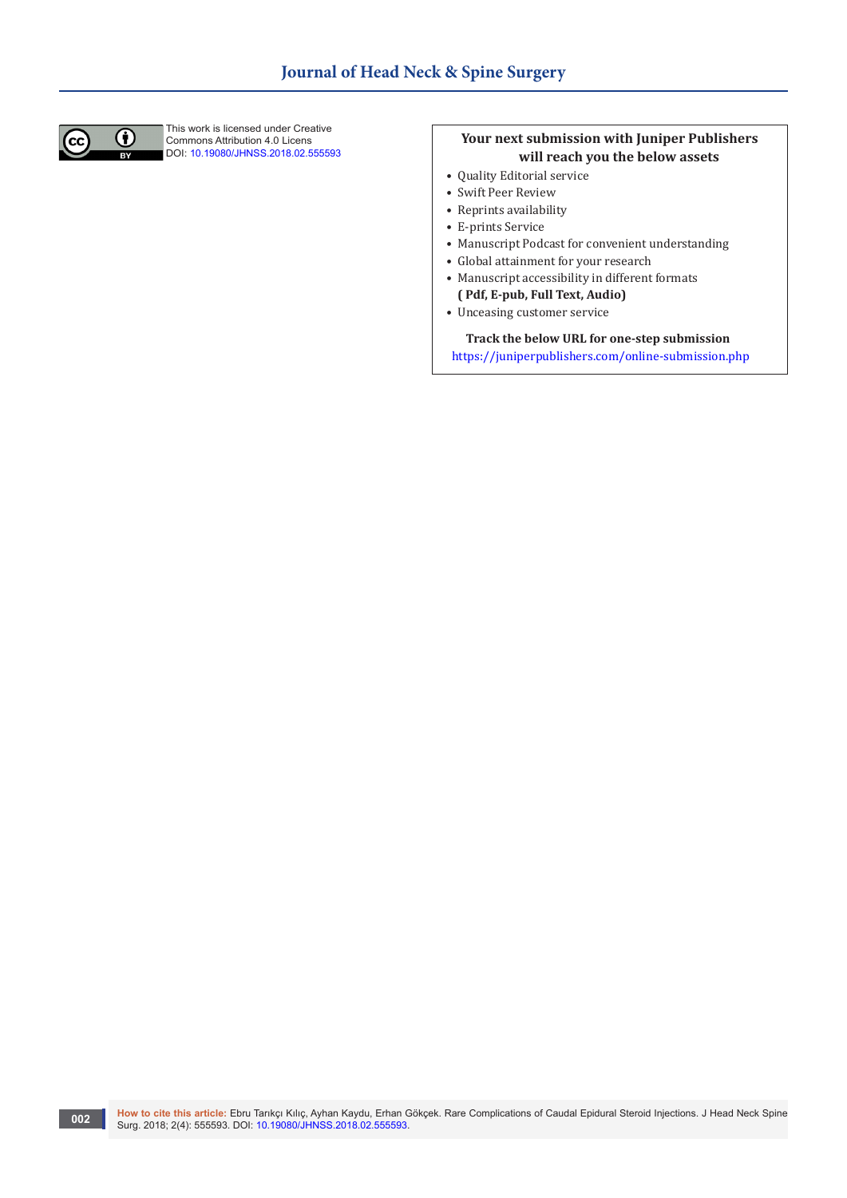This work is licensed under Creative Commons Attribution 4.0 Licens
DOI: 10.19080/JHNSS.2018.02.555593

**Your next submission with Juniper Publishers will reach you the below assets**

- Quality Editorial service
- Swift Peer Review
- Reprints availability
- E-prints Service
- Manuscript Podcast for convenient understanding
- Global attainment for your research
- Manuscript accessibility in different formats
  **( Pdf, E-pub, Full Text, Audio)**
- Unceasing customer service

**Track the below URL for one-step submission**
https://juniperpublishers.com/online-submission.php